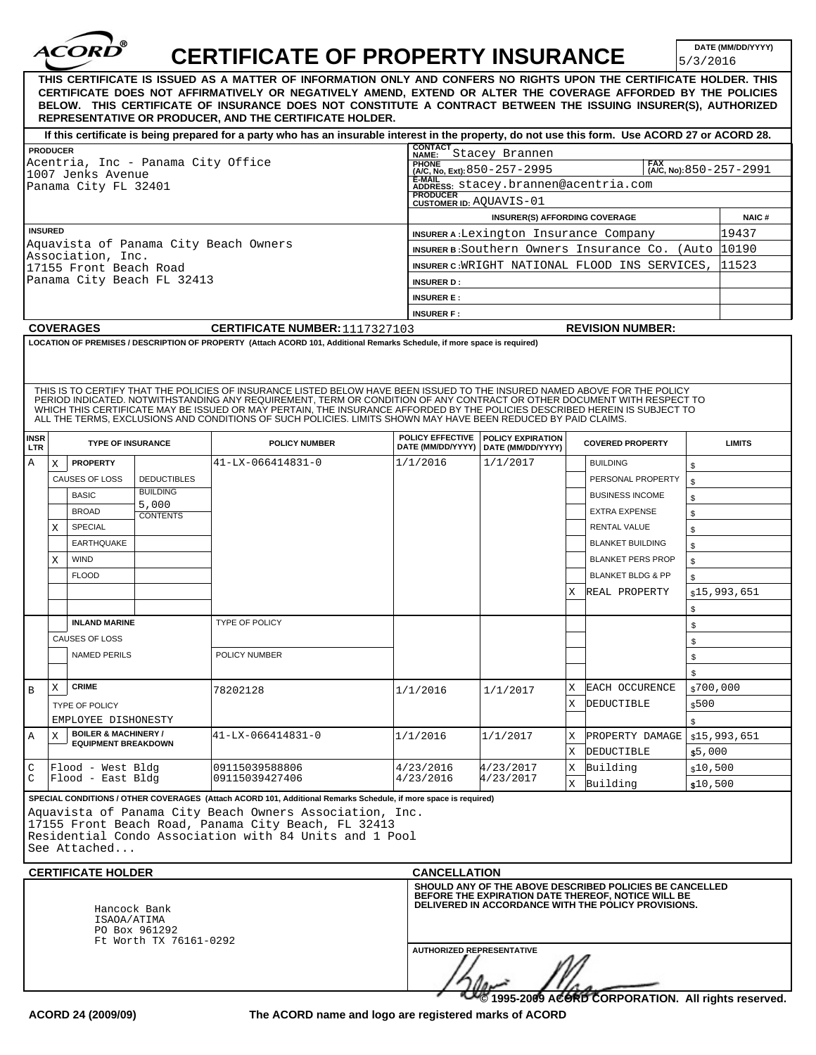# ACORD® CERTIFICATE OF PROPERTY INSURANCE

**DATE (MM/DD/YYYY)** 5/3/2016

**THIS CERTIFICATE IS ISSUED AS A MATTER OF INFORMATION ONLY AND CONFERS NO RIGHTS UPON THE CERTIFICATE HOLDER. THIS CERTIFICATE DOES NOT AFFIRMATIVELY OR NEGATIVELY AMEND, EXTEND OR ALTER THE COVERAGE AFFORDED BY THE POLICIES BELOW. THIS CERTIFICATE OF INSURANCE DOES NOT CONSTITUTE A CONTRACT BETWEEN THE ISSUING INSURER(S), AUTHORIZED REPRESENTATIVE OR PRODUCER, AND THE CERTIFICATE HOLDER.**

**If this certificate is being prepared for a party who has an insurable interest in the property, do not use this form. Use ACORD 27 or ACORD 28.**

**PRODUCER**
Acentria, Inc - Panama City Office
1007 Jenks Avenue
Panama City FL 32401

**CONTACT NAME:** Stacey Brannen
**PHONE (A/C, No, Ext):** 850-257-2995 **FAX (A/C, No):** 850-257-2991
**E-MAIL ADDRESS:** stacey.brannen@acentria.com
**PRODUCER CUSTOMER ID:** AQUAVIS-01

**INSURED**
Aquavista of Panama City Beach Owners Association, Inc.
17155 Front Beach Road
Panama City Beach FL 32413

| INSURER(S) AFFORDING COVERAGE | NAIC # |
|---|---|
| INSURER A : Lexington Insurance Company | 19437 |
| INSURER B : Southern Owners Insurance Co. (Auto | 10190 |
| INSURER C : WRIGHT NATIONAL FLOOD INS SERVICES, | 11523 |
| INSURER D : | |
| INSURER E : | |
| INSURER F : | |

**COVERAGES** **CERTIFICATE NUMBER:** 1117327103 **REVISION NUMBER:**

**LOCATION OF PREMISES / DESCRIPTION OF PROPERTY** (Attach ACORD 101, Additional Remarks Schedule, if more space is required)

THIS IS TO CERTIFY THAT THE POLICIES OF INSURANCE LISTED BELOW HAVE BEEN ISSUED TO THE INSURED NAMED ABOVE FOR THE POLICY PERIOD INDICATED. NOTWITHSTANDING ANY REQUIREMENT, TERM OR CONDITION OF ANY CONTRACT OR OTHER DOCUMENT WITH RESPECT TO WHICH THIS CERTIFICATE MAY BE ISSUED OR MAY PERTAIN, THE INSURANCE AFFORDED BY THE POLICIES DESCRIBED HEREIN IS SUBJECT TO ALL THE TERMS, EXCLUSIONS AND CONDITIONS OF SUCH POLICIES. LIMITS SHOWN MAY HAVE BEEN REDUCED BY PAID CLAIMS.

| INSR LTR | TYPE OF INSURANCE | POLICY NUMBER | POLICY EFFECTIVE DATE (MM/DD/YYYY) | POLICY EXPIRATION DATE (MM/DD/YYYY) | COVERED PROPERTY | LIMITS |
|---|---|---|---|---|---|---|
| A | X PROPERTY | 41-LX-066414831-0 | 1/1/2016 | 1/1/2017 | BUILDING | $ |
| | CAUSES OF LOSS / DEDUCTIBLES | | | | PERSONAL PROPERTY | $ |
| | BASIC / BUILDING 5,000 | | | | BUSINESS INCOME | $ |
| | BROAD / CONTENTS | | | | EXTRA EXPENSE | $ |
| | X SPECIAL | | | | RENTAL VALUE | $ |
| | EARTHQUAKE | | | | BLANKET BUILDING | $ |
| | X WIND | | | | BLANKET PERS PROP | $ |
| | FLOOD | | | | BLANKET BLDG & PP | $ |
| | | | | | X REAL PROPERTY | $15,993,651 |
| | | | | | | $ |
| | INLAND MARINE | TYPE OF POLICY | | | | $ |
| | CAUSES OF LOSS | | | | | $ |
| | NAMED PERILS | POLICY NUMBER | | | | $ |
| | | | | | | $ |
| B | X CRIME | 78202128 | 1/1/2016 | 1/1/2017 | X EACH OCCURENCE | $700,000 |
| | TYPE OF POLICY | | | | X DEDUCTIBLE | $500 |
| | EMPLOYEE DISHONESTY | | | | | $ |
| A | X BOILER & MACHINERY / EQUIPMENT BREAKDOWN | 41-LX-066414831-0 | 1/1/2016 | 1/1/2017 | X PROPERTY DAMAGE | $15,993,651 |
| | | | | | X DEDUCTIBLE | $5,000 |
| C | Flood - West Bldg | 09115039588806 | 4/23/2016 | 4/23/2017 | X Building | $10,500 |
| C | Flood - East Bldg | 09115039427406 | 4/23/2016 | 4/23/2017 | X Building | $10,500 |

**SPECIAL CONDITIONS / OTHER COVERAGES** (Attach ACORD 101, Additional Remarks Schedule, if more space is required)

Aquavista of Panama City Beach Owners Association, Inc.
17155 Front Beach Road, Panama City Beach, FL 32413
Residential Condo Association with 84 Units and 1 Pool
See Attached...

**CERTIFICATE HOLDER**

Hancock Bank
ISAOA/ATIMA
PO Box 961292
Ft Worth TX 76161-0292

**CANCELLATION**

**SHOULD ANY OF THE ABOVE DESCRIBED POLICIES BE CANCELLED BEFORE THE EXPIRATION DATE THEREOF, NOTICE WILL BE DELIVERED IN ACCORDANCE WITH THE POLICY PROVISIONS.**

**AUTHORIZED REPRESENTATIVE**

© 1995-2009 ACORD CORPORATION. All rights reserved.

ACORD 24 (2009/09) The ACORD name and logo are registered marks of ACORD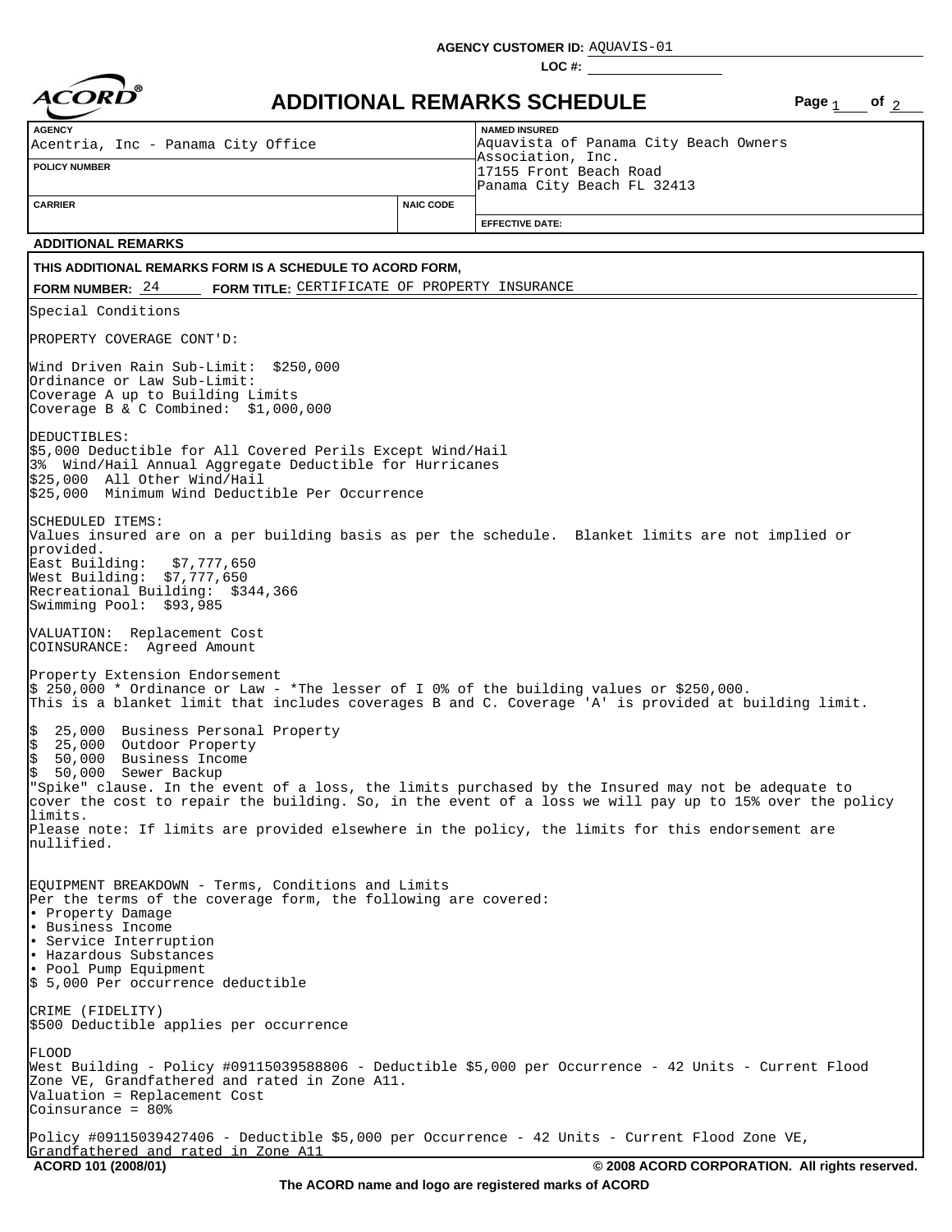**AGENCY CUSTOMER ID:** AQUAVIS-01

**LOC #:**

# ADDITIONAL REMARKS SCHEDULE

| AGENCY | | NAMED INSURED |
|---|---|---|
| Acentria, Inc - Panama City Office | | Aquavista of Panama City Beach Owners Association, Inc. 17155 Front Beach Road Panama City Beach FL 32413 |
| **POLICY NUMBER** | | |
| | | |
| **CARRIER** | **NAIC CODE** | **EFFECTIVE DATE:** |
| | | |

## ADDITIONAL REMARKS

**THIS ADDITIONAL REMARKS FORM IS A SCHEDULE TO ACORD FORM,**

**FORM NUMBER:** 24 **FORM TITLE:** CERTIFICATE OF PROPERTY INSURANCE

Special Conditions

PROPERTY COVERAGE CONT'D:

Wind Driven Rain Sub-Limit: $250,000
Ordinance or Law Sub-Limit:
Coverage A up to Building Limits
Coverage B & C Combined: $1,000,000

DEDUCTIBLES:
$5,000 Deductible for All Covered Perils Except Wind/Hail
3% Wind/Hail Annual Aggregate Deductible for Hurricanes
$25,000 All Other Wind/Hail
$25,000 Minimum Wind Deductible Per Occurrence

SCHEDULED ITEMS:
Values insured are on a per building basis as per the schedule. Blanket limits are not implied or provided.
East Building: $7,777,650
West Building: $7,777,650
Recreational Building: $344,366
Swimming Pool: $93,985

VALUATION: Replacement Cost
COINSURANCE: Agreed Amount

Property Extension Endorsement
$ 250,000 * Ordinance or Law - *The lesser of I 0% of the building values or $250,000.
This is a blanket limit that includes coverages B and C. Coverage 'A' is provided at building limit.

$ 25,000 Business Personal Property
$ 25,000 Outdoor Property
$ 50,000 Business Income
$ 50,000 Sewer Backup
"Spike" clause. In the event of a loss, the limits purchased by the Insured may not be adequate to cover the cost to repair the building. So, in the event of a loss we will pay up to 15% over the policy limits.
Please note: If limits are provided elsewhere in the policy, the limits for this endorsement are nullified.

EQUIPMENT BREAKDOWN - Terms, Conditions and Limits
Per the terms of the coverage form, the following are covered:
- Property Damage
- Business Income
- Service Interruption
- Hazardous Substances
- Pool Pump Equipment

$ 5,000 Per occurrence deductible

CRIME (FIDELITY)
$500 Deductible applies per occurrence

FLOOD
West Building - Policy #09115039588806 - Deductible $5,000 per Occurrence - 42 Units - Current Flood Zone VE, Grandfathered and rated in Zone A11.
Valuation = Replacement Cost
Coinsurance = 80%

Policy #09115039427406 - Deductible $5,000 per Occurrence - 42 Units - Current Flood Zone VE, Grandfathered and rated in Zone A11

ACORD 101 (2008/01) © 2008 ACORD CORPORATION. All rights reserved.

The ACORD name and logo are registered marks of ACORD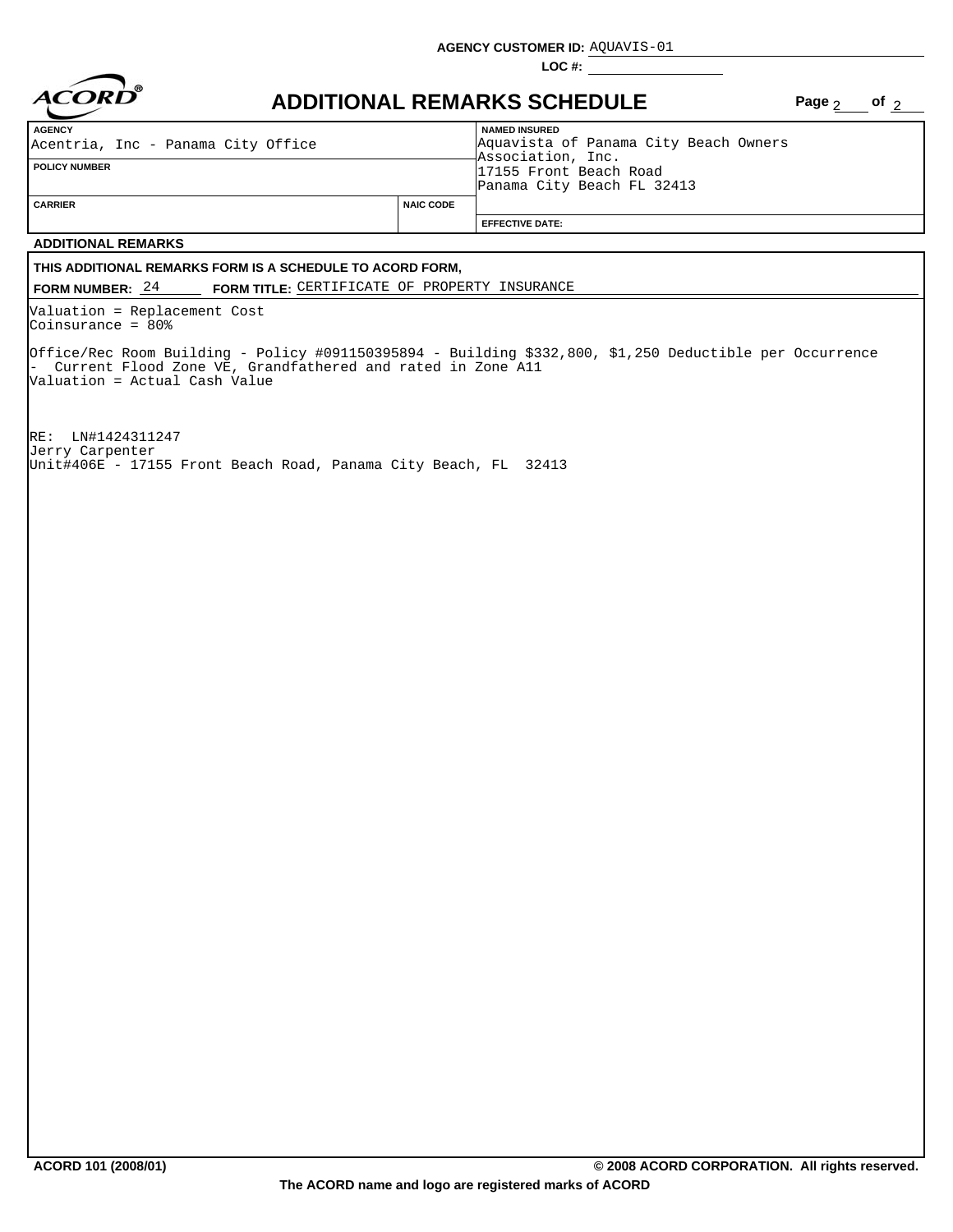AGENCY CUSTOMER ID: AQUAVIS-01

LOC #:

# ADDITIONAL REMARKS SCHEDULE

Page 2 of 2

| AGENCY | | NAMED INSURED |
|---|---|---|
| Acentria, Inc - Panama City Office | | Aquavista of Panama City Beach Owners Association, Inc. 17155 Front Beach Road Panama City Beach FL 32413 |
| POLICY NUMBER | | |
| CARRIER | NAIC CODE | EFFECTIVE DATE: |

## ADDITIONAL REMARKS

THIS ADDITIONAL REMARKS FORM IS A SCHEDULE TO ACORD FORM,

FORM NUMBER: 24 FORM TITLE: CERTIFICATE OF PROPERTY INSURANCE

Valuation = Replacement Cost
Coinsurance = 80%

Office/Rec Room Building - Policy #091150395894 - Building $332,800, $1,250 Deductible per Occurrence - Current Flood Zone VE, Grandfathered and rated in Zone A11
Valuation = Actual Cash Value

RE: LN#1424311247
Jerry Carpenter
Unit#406E - 17155 Front Beach Road, Panama City Beach, FL 32413

ACORD 101 (2008/01) © 2008 ACORD CORPORATION. All rights reserved.

The ACORD name and logo are registered marks of ACORD